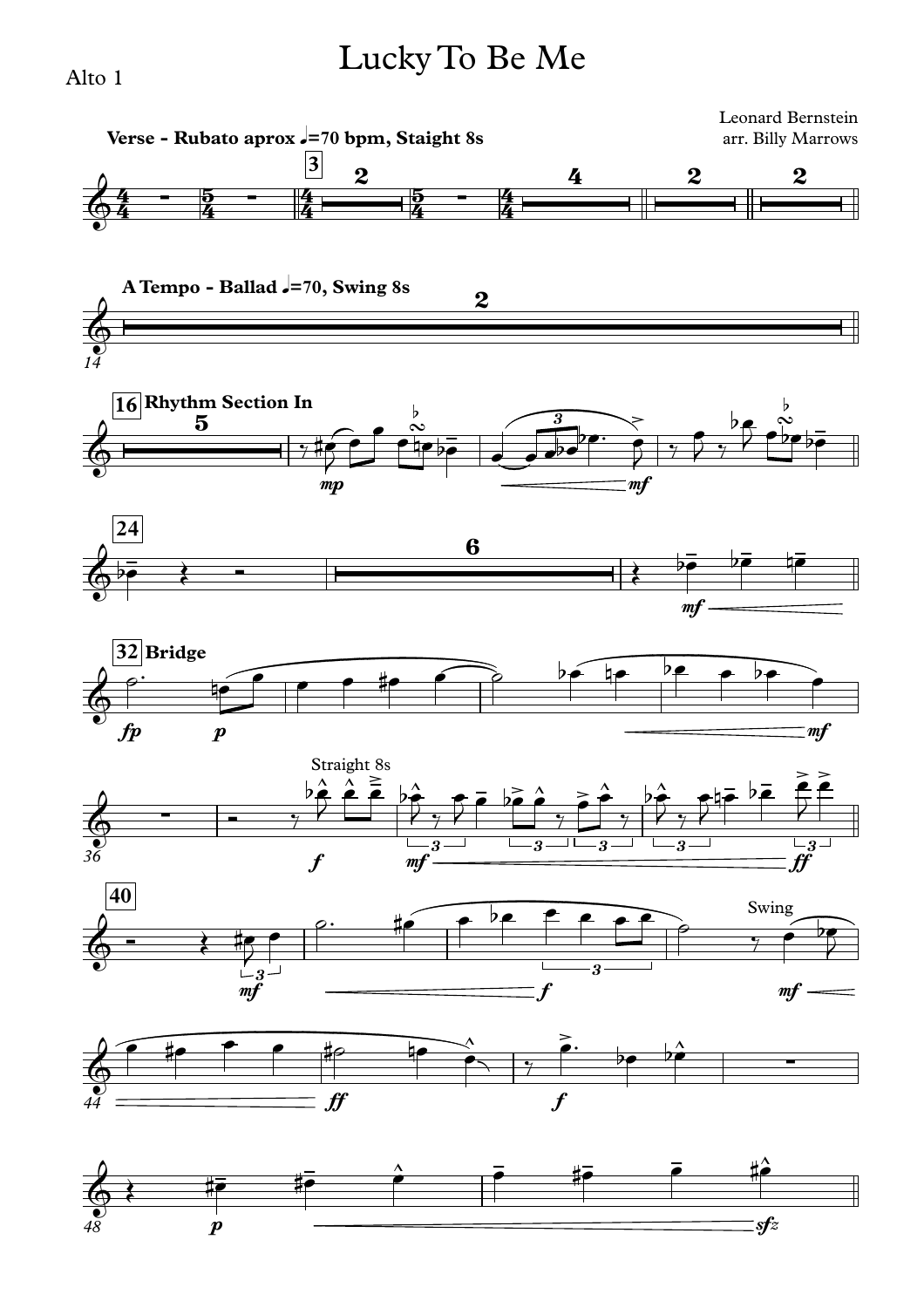Alto 1

# Lucky To Be Me

Leonard Bernstein
arr. Billy Marrows

**Verse - Rubato aprox ♩=70 bpm, Staight 8s**

**A Tempo - Ballad ♩=70, Swing 8s**

**16** **Rhythm Section In**

**24**

**32** **Bridge**

Straight 8s

**40**

Swing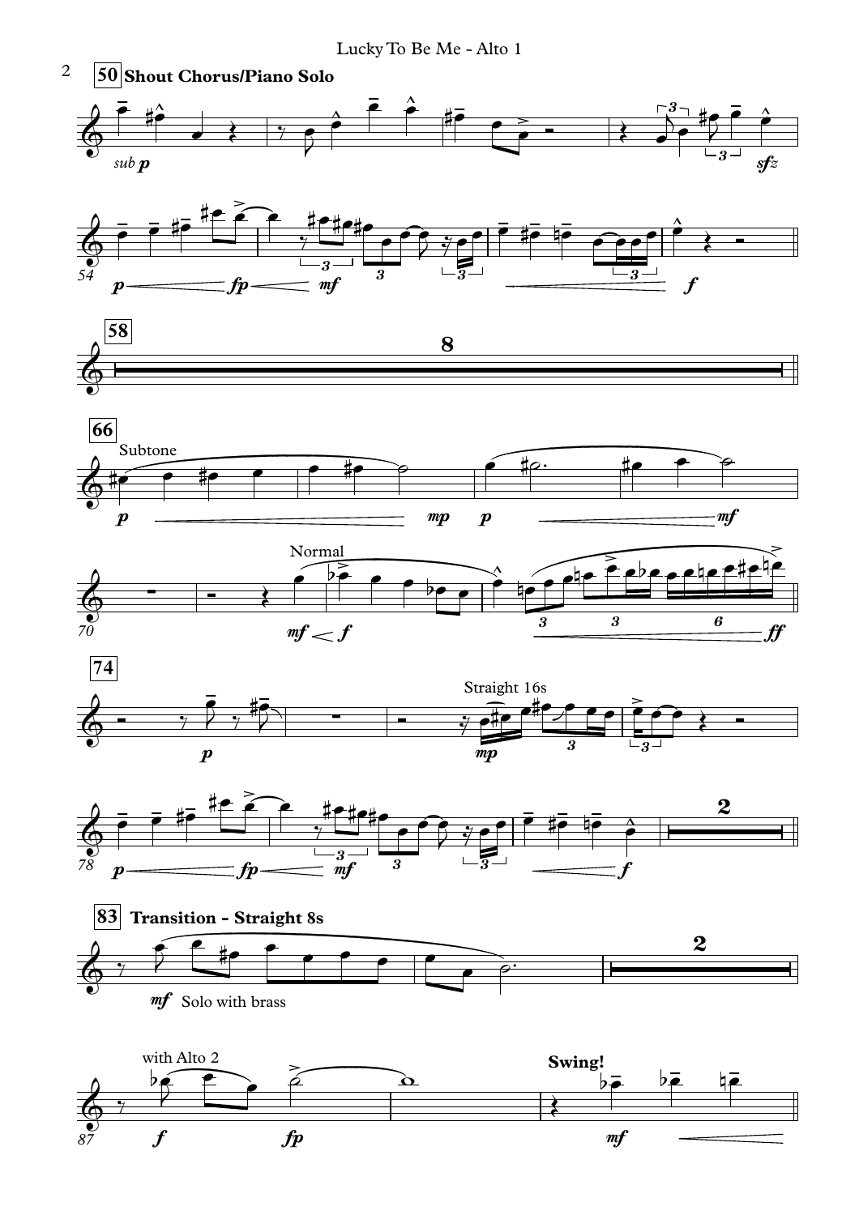50 **Shout Chorus/Piano Solo**

*sub* **p**

**sfz**

**p** **fp** **mf** **f**

58

8

66

Subtone

**p** **mp** **p** **mf**

Normal

**mf** **f** **ff**

74

**p**

Straight 16s

**mp**

**p** **fp** **mf** **f**

2

83 **Transition - Straight 8s**

**mf** Solo with brass

2

with Alto 2

**Swing!**

**f** **fp** **mf**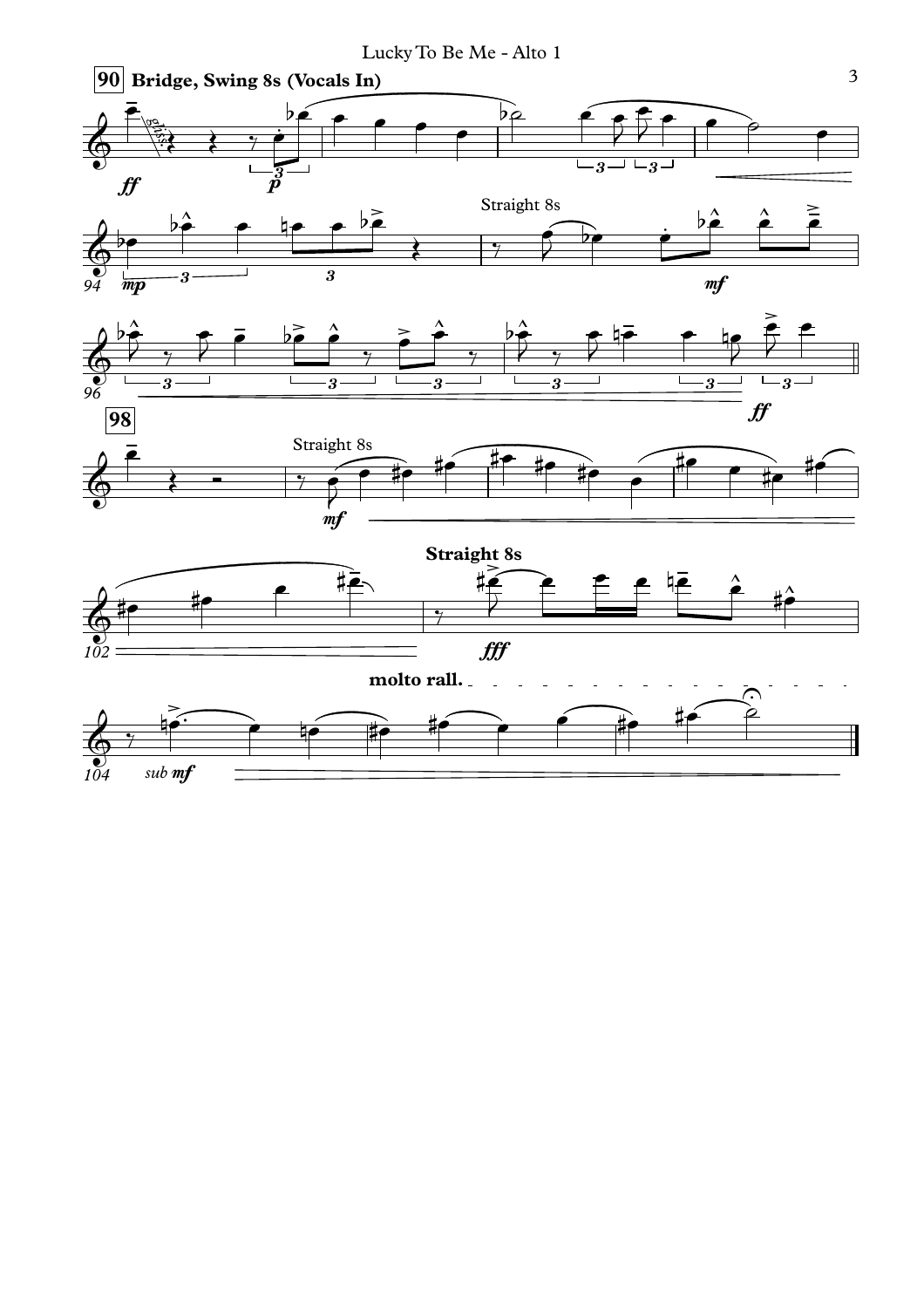90 **Bridge, Swing 8s (Vocals In)**

*ff* gliss. *p*

94 *mp* Straight 8s *mf*

96 *ff*

98 Straight 8s *mf*

102 **Straight 8s** *fff*

104 *sub mf* **molto rall.**